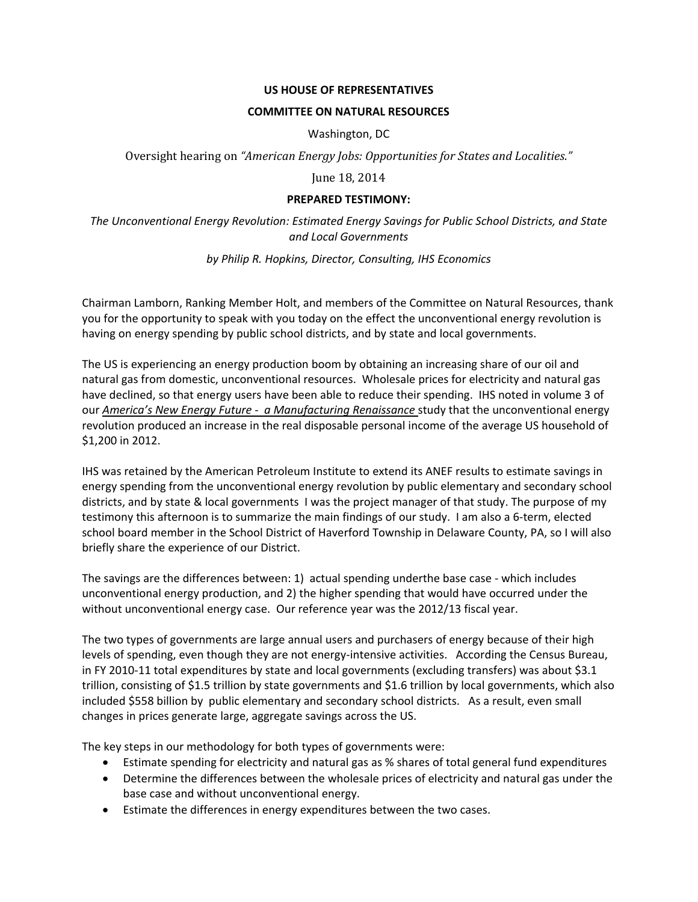**US HOUSE OF REPRESENTATIVES**

**COMMITTEE ON NATURAL RESOURCES**

Washington, DC

Oversight hearing on *"American Energy Jobs: Opportunities for States and Localities."*

June 18, 2014

**PREPARED TESTIMONY:**

*The Unconventional Energy Revolution: Estimated Energy Savings for Public School Districts, and State and Local Governments*

*by Philip R. Hopkins, Director, Consulting, IHS Economics*

Chairman Lamborn, Ranking Member Holt, and members of the Committee on Natural Resources, thank you for the opportunity to speak with you today on the effect the unconventional energy revolution is having on energy spending by public school districts, and by state and local governments.

The US is experiencing an energy production boom by obtaining an increasing share of our oil and natural gas from domestic, unconventional resources. Wholesale prices for electricity and natural gas have declined, so that energy users have been able to reduce their spending. IHS noted in volume 3 of our *America's New Energy Future - a Manufacturing Renaissance* study that the unconventional energy revolution produced an increase in the real disposable personal income of the average US household of $1,200 in 2012.

IHS was retained by the American Petroleum Institute to extend its ANEF results to estimate savings in energy spending from the unconventional energy revolution by public elementary and secondary school districts, and by state & local governments I was the project manager of that study. The purpose of my testimony this afternoon is to summarize the main findings of our study. I am also a 6-term, elected school board member in the School District of Haverford Township in Delaware County, PA, so I will also briefly share the experience of our District.

The savings are the differences between: 1) actual spending underthe base case - which includes unconventional energy production, and 2) the higher spending that would have occurred under the without unconventional energy case. Our reference year was the 2012/13 fiscal year.

The two types of governments are large annual users and purchasers of energy because of their high levels of spending, even though they are not energy-intensive activities. According the Census Bureau, in FY 2010-11 total expenditures by state and local governments (excluding transfers) was about $3.1 trillion, consisting of $1.5 trillion by state governments and $1.6 trillion by local governments, which also included $558 billion by public elementary and secondary school districts. As a result, even small changes in prices generate large, aggregate savings across the US.

The key steps in our methodology for both types of governments were:

- Estimate spending for electricity and natural gas as % shares of total general fund expenditures
- Determine the differences between the wholesale prices of electricity and natural gas under the base case and without unconventional energy.
- Estimate the differences in energy expenditures between the two cases.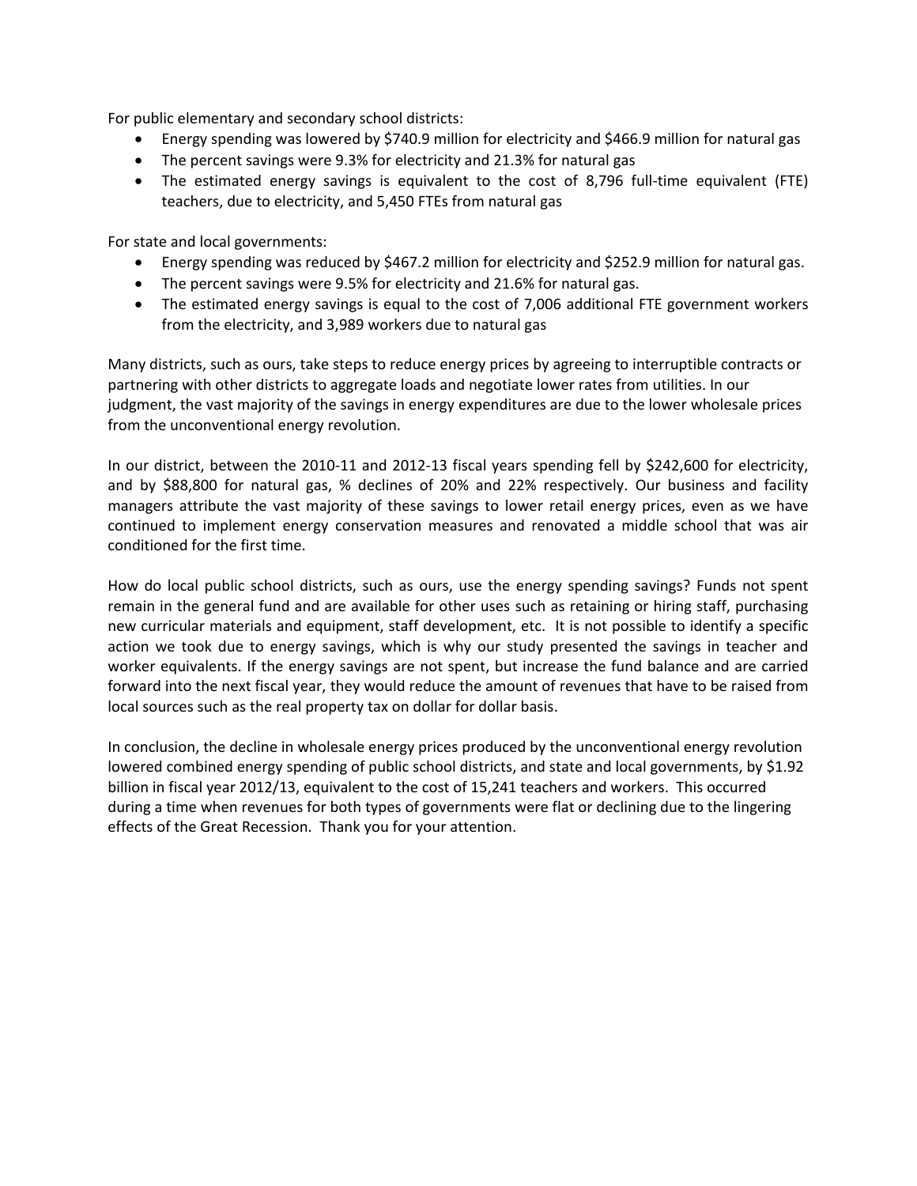For public elementary and secondary school districts:

- Energy spending was lowered by $740.9 million for electricity and $466.9 million for natural gas
- The percent savings were 9.3% for electricity and 21.3% for natural gas
- The estimated energy savings is equivalent to the cost of 8,796 full-time equivalent (FTE) teachers, due to electricity, and 5,450 FTEs from natural gas

For state and local governments:

- Energy spending was reduced by $467.2 million for electricity and $252.9 million for natural gas.
- The percent savings were 9.5% for electricity and 21.6% for natural gas.
- The estimated energy savings is equal to the cost of 7,006 additional FTE government workers from the electricity, and 3,989 workers due to natural gas

Many districts, such as ours, take steps to reduce energy prices by agreeing to interruptible contracts or partnering with other districts to aggregate loads and negotiate lower rates from utilities. In our judgment, the vast majority of the savings in energy expenditures are due to the lower wholesale prices from the unconventional energy revolution.

In our district, between the 2010-11 and 2012-13 fiscal years spending fell by $242,600 for electricity, and by $88,800 for natural gas, % declines of 20% and 22% respectively. Our business and facility managers attribute the vast majority of these savings to lower retail energy prices, even as we have continued to implement energy conservation measures and renovated a middle school that was air conditioned for the first time.

How do local public school districts, such as ours, use the energy spending savings? Funds not spent remain in the general fund and are available for other uses such as retaining or hiring staff, purchasing new curricular materials and equipment, staff development, etc. It is not possible to identify a specific action we took due to energy savings, which is why our study presented the savings in teacher and worker equivalents. If the energy savings are not spent, but increase the fund balance and are carried forward into the next fiscal year, they would reduce the amount of revenues that have to be raised from local sources such as the real property tax on dollar for dollar basis.

In conclusion, the decline in wholesale energy prices produced by the unconventional energy revolution lowered combined energy spending of public school districts, and state and local governments, by $1.92 billion in fiscal year 2012/13, equivalent to the cost of 15,241 teachers and workers. This occurred during a time when revenues for both types of governments were flat or declining due to the lingering effects of the Great Recession. Thank you for your attention.